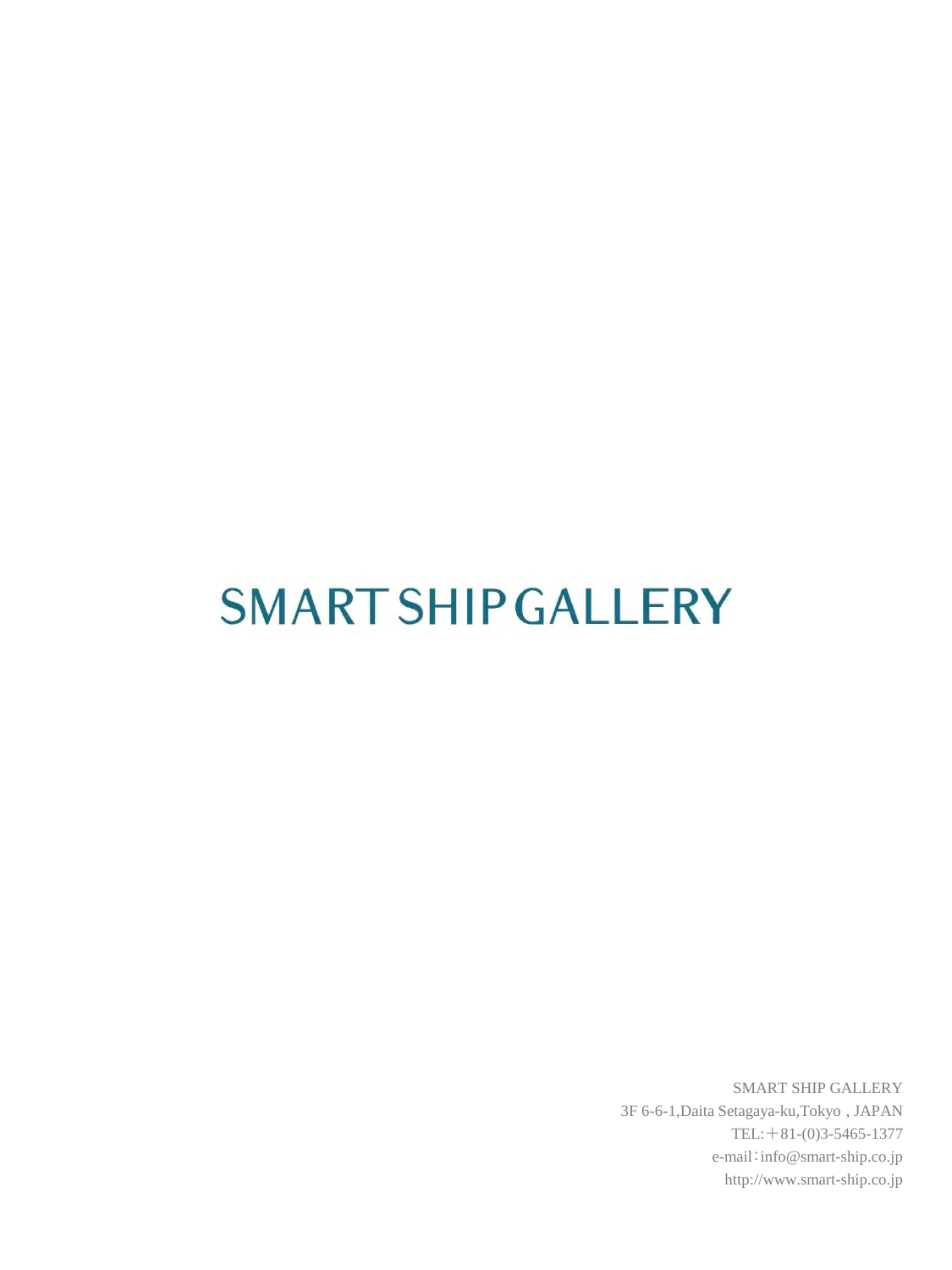# SMART SHIP GALLERY

SMART SHIP GALLERY
3F 6-6-1,Daita Setagaya-ku,Tokyo , JAPAN
TEL:＋81-(0)3-5465-1377
e-mail：info@smart-ship.co.jp
http://www.smart-ship.co.jp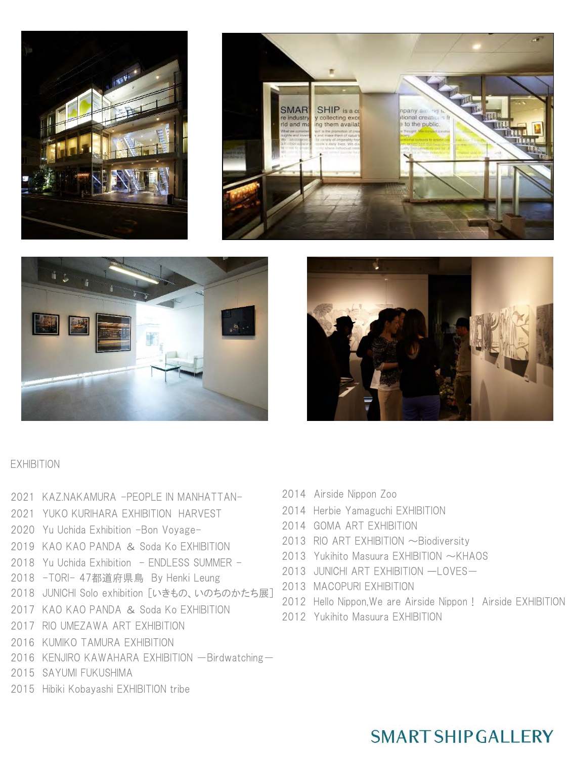EXHIBITION

2021 KAZ.NAKAMURA -PEOPLE IN MANHATTAN-
2021 YUKO KURIHARA EXHIBITION HARVEST
2020 Yu Uchida Exhibition -Bon Voyage-
2019 KAO KAO PANDA ＆ Soda Ko EXHIBITION
2018 Yu Uchida Exhibition - ENDLESS SUMMER -
2018 -TORI- 47都道府県鳥 By Henki Leung
2018 JUNICHI Solo exhibition［いきもの、いのちのかたち展］
2017 KAO KAO PANDA ＆ Soda Ko EXHIBITION
2017 RIO UMEZAWA ART EXHIBITION
2016 KUMIKO TAMURA EXHIBITION
2016 KENJIRO KAWAHARA EXHIBITION ―Birdwatching―
2015 SAYUMI FUKUSHIMA
2015 Hibiki Kobayashi EXHIBITION tribe
2014 Airside Nippon Zoo
2014 Herbie Yamaguchi EXHIBITION
2014 GOMA ART EXHIBITION
2013 RIO ART EXHIBITION ～Biodiversity
2013 Yukihito Masuura EXHIBITION ～KHAOS
2013 JUNICHI ART EXHIBITION ―LOVES―
2013 MACOPURI EXHIBITION
2012 Hello Nippon,We are Airside Nippon！ Airside EXHIBITION
2012 Yukihito Masuura EXHIBITION

SMART SHIP GALLERY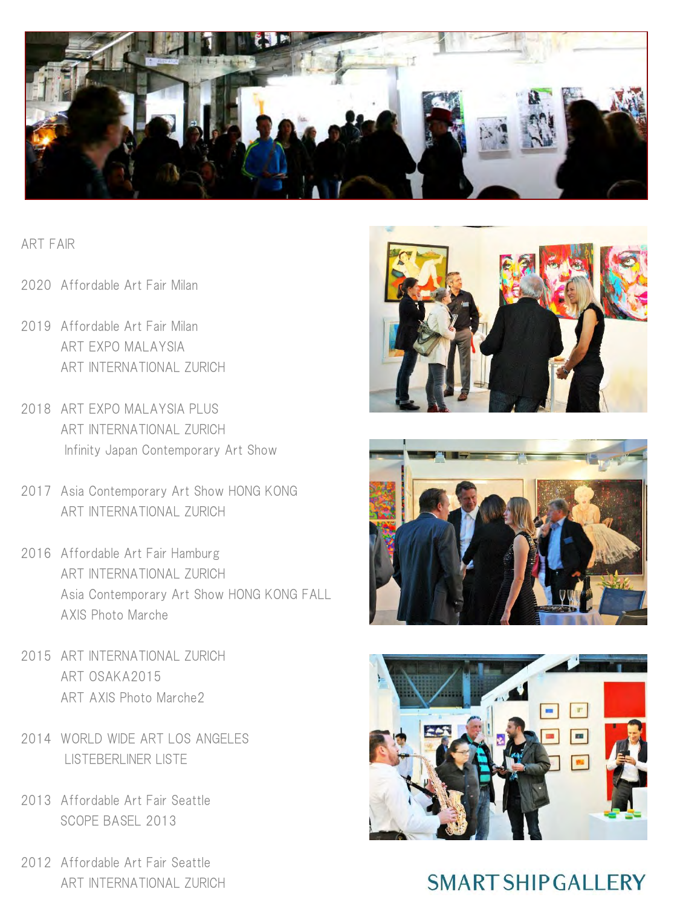ART FAIR

2020 Affordable Art Fair Milan

2019 Affordable Art Fair Milan
ART EXPO MALAYSIA
ART INTERNATIONAL ZURICH

2018 ART EXPO MALAYSIA PLUS
ART INTERNATIONAL ZURICH
Infinity Japan Contemporary Art Show

2017 Asia Contemporary Art Show HONG KONG
ART INTERNATIONAL ZURICH

2016 Affordable Art Fair Hamburg
ART INTERNATIONAL ZURICH
Asia Contemporary Art Show HONG KONG FALL
AXIS Photo Marche

2015 ART INTERNATIONAL ZURICH
ART OSAKA2015
ART AXIS Photo Marche2

2014 WORLD WIDE ART LOS ANGELES
LISTEBERLINER LISTE

2013 Affordable Art Fair Seattle
SCOPE BASEL 2013

2012 Affordable Art Fair Seattle
ART INTERNATIONAL ZURICH

SMART SHIP GALLERY